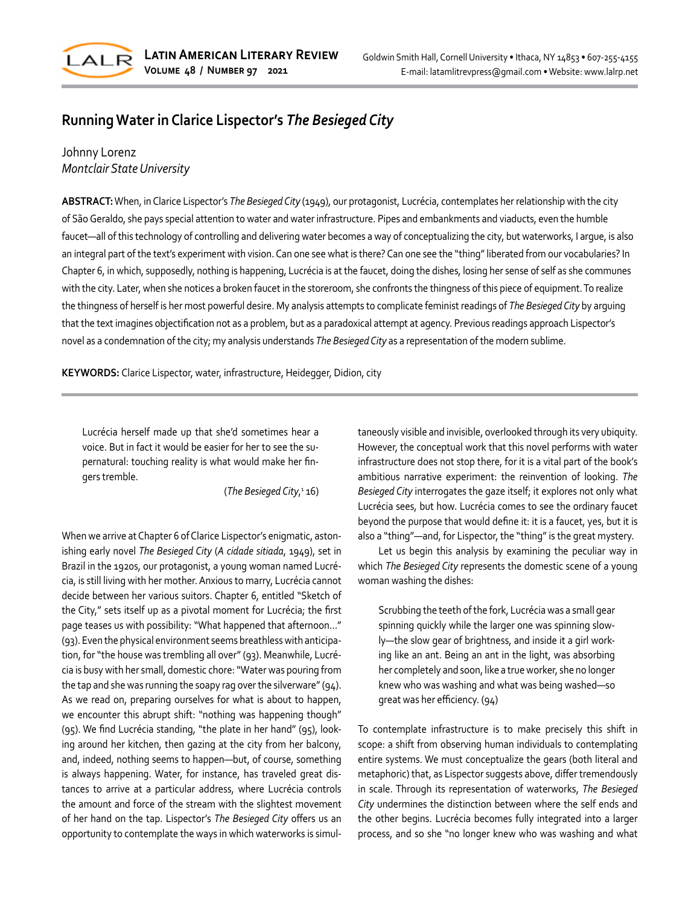# Running Water in Clarice Lispector's *The Besieged City*

Johnny Lorenz
*Montclair State University*

**ABSTRACT:** When, in Clarice Lispector's *The Besieged City* (1949), our protagonist, Lucrécia, contemplates her relationship with the city of São Geraldo, she pays special attention to water and water infrastructure. Pipes and embankments and viaducts, even the humble faucet—all of this technology of controlling and delivering water becomes a way of conceptualizing the city, but waterworks, I argue, is also an integral part of the text's experiment with vision. Can one see what is there? Can one see the "thing" liberated from our vocabularies? In Chapter 6, in which, supposedly, nothing is happening, Lucrécia is at the faucet, doing the dishes, losing her sense of self as she communes with the city. Later, when she notices a broken faucet in the storeroom, she confronts the thingness of this piece of equipment. To realize the thingness of herself is her most powerful desire. My analysis attempts to complicate feminist readings of *The Besieged City* by arguing that the text imagines objectification not as a problem, but as a paradoxical attempt at agency. Previous readings approach Lispector's novel as a condemnation of the city; my analysis understands *The Besieged City* as a representation of the modern sublime.

**KEYWORDS:** Clarice Lispector, water, infrastructure, Heidegger, Didion, city

> Lucrécia herself made up that she'd sometimes hear a voice. But in fact it would be easier for her to see the supernatural: touching reality is what would make her fingers tremble.
>
> (*The Besieged City*,[1] 16)

When we arrive at Chapter 6 of Clarice Lispector's enigmatic, astonishing early novel *The Besieged City* (*A cidade sitiada*, 1949), set in Brazil in the 1920s, our protagonist, a young woman named Lucrécia, is still living with her mother. Anxious to marry, Lucrécia cannot decide between her various suitors. Chapter 6, entitled "Sketch of the City," sets itself up as a pivotal moment for Lucrécia; the first page teases us with possibility: "What happened that afternoon…" (93). Even the physical environment seems breathless with anticipation, for "the house was trembling all over" (93). Meanwhile, Lucrécia is busy with her small, domestic chore: "Water was pouring from the tap and she was running the soapy rag over the silverware" (94). As we read on, preparing ourselves for what is about to happen, we encounter this abrupt shift: "nothing was happening though" (95). We find Lucrécia standing, "the plate in her hand" (95), looking around her kitchen, then gazing at the city from her balcony, and, indeed, nothing seems to happen—but, of course, something is always happening. Water, for instance, has traveled great distances to arrive at a particular address, where Lucrécia controls the amount and force of the stream with the slightest movement of her hand on the tap. Lispector's *The Besieged City* offers us an opportunity to contemplate the ways in which waterworks is simultaneously visible and invisible, overlooked through its very ubiquity. However, the conceptual work that this novel performs with water infrastructure does not stop there, for it is a vital part of the book's ambitious narrative experiment: the reinvention of looking. *The Besieged City* interrogates the gaze itself; it explores not only what Lucrécia sees, but how. Lucrécia comes to see the ordinary faucet beyond the purpose that would define it: it is a faucet, yes, but it is also a "thing"—and, for Lispector, the "thing" is the great mystery.

Let us begin this analysis by examining the peculiar way in which *The Besieged City* represents the domestic scene of a young woman washing the dishes:

> Scrubbing the teeth of the fork, Lucrécia was a small gear spinning quickly while the larger one was spinning slowly—the slow gear of brightness, and inside it a girl working like an ant. Being an ant in the light, was absorbing her completely and soon, like a true worker, she no longer knew who was washing and what was being washed—so great was her efficiency. (94)

To contemplate infrastructure is to make precisely this shift in scope: a shift from observing human individuals to contemplating entire systems. We must conceptualize the gears (both literal and metaphoric) that, as Lispector suggests above, differ tremendously in scale. Through its representation of waterworks, *The Besieged City* undermines the distinction between where the self ends and the other begins. Lucrécia becomes fully integrated into a larger process, and so she "no longer knew who was washing and what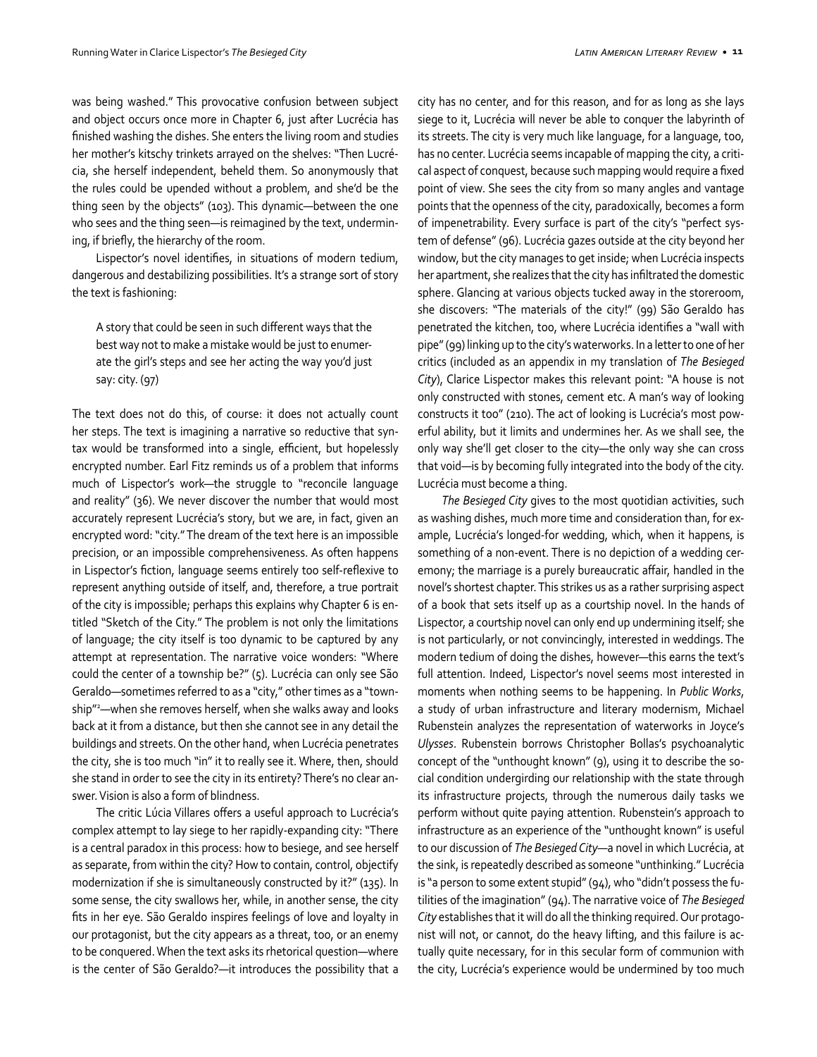was being washed." This provocative confusion between subject and object occurs once more in Chapter 6, just after Lucrécia has finished washing the dishes. She enters the living room and studies her mother's kitschy trinkets arrayed on the shelves: "Then Lucrécia, she herself independent, beheld them. So anonymously that the rules could be upended without a problem, and she'd be the thing seen by the objects" (103). This dynamic—between the one who sees and the thing seen—is reimagined by the text, undermining, if briefly, the hierarchy of the room.

Lispector's novel identifies, in situations of modern tedium, dangerous and destabilizing possibilities. It's a strange sort of story the text is fashioning:

> A story that could be seen in such different ways that the best way not to make a mistake would be just to enumerate the girl's steps and see her acting the way you'd just say: city. (97)

The text does not do this, of course: it does not actually count her steps. The text is imagining a narrative so reductive that syntax would be transformed into a single, efficient, but hopelessly encrypted number. Earl Fitz reminds us of a problem that informs much of Lispector's work—the struggle to "reconcile language and reality" (36). We never discover the number that would most accurately represent Lucrécia's story, but we are, in fact, given an encrypted word: "city." The dream of the text here is an impossible precision, or an impossible comprehensiveness. As often happens in Lispector's fiction, language seems entirely too self-reflexive to represent anything outside of itself, and, therefore, a true portrait of the city is impossible; perhaps this explains why Chapter 6 is entitled "Sketch of the City." The problem is not only the limitations of language; the city itself is too dynamic to be captured by any attempt at representation. The narrative voice wonders: "Where could the center of a township be?" (5). Lucrécia can only see São Geraldo—sometimes referred to as a "city," other times as a "township"[2]—when she removes herself, when she walks away and looks back at it from a distance, but then she cannot see in any detail the buildings and streets. On the other hand, when Lucrécia penetrates the city, she is too much "in" it to really see it. Where, then, should she stand in order to see the city in its entirety? There's no clear answer. Vision is also a form of blindness.

The critic Lúcia Villares offers a useful approach to Lucrécia's complex attempt to lay siege to her rapidly-expanding city: "There is a central paradox in this process: how to besiege, and see herself as separate, from within the city? How to contain, control, objectify modernization if she is simultaneously constructed by it?" (135). In some sense, the city swallows her, while, in another sense, the city fits in her eye. São Geraldo inspires feelings of love and loyalty in our protagonist, but the city appears as a threat, too, or an enemy to be conquered. When the text asks its rhetorical question—where is the center of São Geraldo?—it introduces the possibility that a city has no center, and for this reason, and for as long as she lays siege to it, Lucrécia will never be able to conquer the labyrinth of its streets. The city is very much like language, for a language, too, has no center. Lucrécia seems incapable of mapping the city, a critical aspect of conquest, because such mapping would require a fixed point of view. She sees the city from so many angles and vantage points that the openness of the city, paradoxically, becomes a form of impenetrability. Every surface is part of the city's "perfect system of defense" (96). Lucrécia gazes outside at the city beyond her window, but the city manages to get inside; when Lucrécia inspects her apartment, she realizes that the city has infiltrated the domestic sphere. Glancing at various objects tucked away in the storeroom, she discovers: "The materials of the city!" (99) São Geraldo has penetrated the kitchen, too, where Lucrécia identifies a "wall with pipe" (99) linking up to the city's waterworks. In a letter to one of her critics (included as an appendix in my translation of *The Besieged City*), Clarice Lispector makes this relevant point: "A house is not only constructed with stones, cement etc. A man's way of looking constructs it too" (210). The act of looking is Lucrécia's most powerful ability, but it limits and undermines her. As we shall see, the only way she'll get closer to the city—the only way she can cross that void—is by becoming fully integrated into the body of the city. Lucrécia must become a thing.

*The Besieged City* gives to the most quotidian activities, such as washing dishes, much more time and consideration than, for example, Lucrécia's longed-for wedding, which, when it happens, is something of a non-event. There is no depiction of a wedding ceremony; the marriage is a purely bureaucratic affair, handled in the novel's shortest chapter. This strikes us as a rather surprising aspect of a book that sets itself up as a courtship novel. In the hands of Lispector, a courtship novel can only end up undermining itself; she is not particularly, or not convincingly, interested in weddings. The modern tedium of doing the dishes, however—this earns the text's full attention. Indeed, Lispector's novel seems most interested in moments when nothing seems to be happening. In *Public Works*, a study of urban infrastructure and literary modernism, Michael Rubenstein analyzes the representation of waterworks in Joyce's *Ulysses*. Rubenstein borrows Christopher Bollas's psychoanalytic concept of the "unthought known" (9), using it to describe the social condition undergirding our relationship with the state through its infrastructure projects, through the numerous daily tasks we perform without quite paying attention. Rubenstein's approach to infrastructure as an experience of the "unthought known" is useful to our discussion of *The Besieged City*—a novel in which Lucrécia, at the sink, is repeatedly described as someone "unthinking." Lucrécia is "a person to some extent stupid" (94), who "didn't possess the futilities of the imagination" (94). The narrative voice of *The Besieged City* establishes that it will do all the thinking required. Our protagonist will not, or cannot, do the heavy lifting, and this failure is actually quite necessary, for in this secular form of communion with the city, Lucrécia's experience would be undermined by too much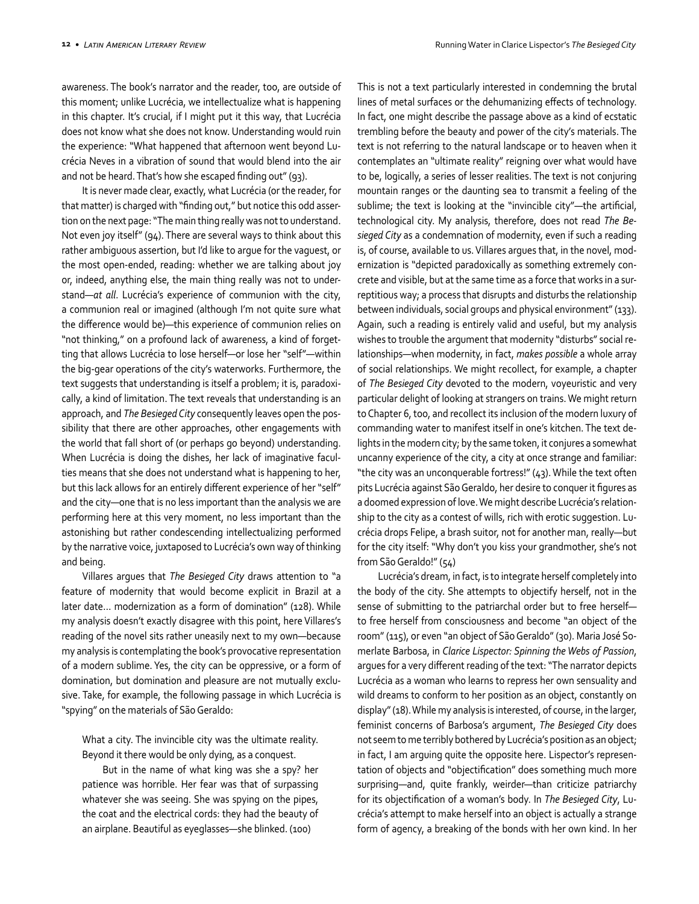awareness. The book's narrator and the reader, too, are outside of this moment; unlike Lucrécia, we intellectualize what is happening in this chapter. It's crucial, if I might put it this way, that Lucrécia does not know what she does not know. Understanding would ruin the experience: "What happened that afternoon went beyond Lucrécia Neves in a vibration of sound that would blend into the air and not be heard. That's how she escaped finding out" (93).

It is never made clear, exactly, what Lucrécia (or the reader, for that matter) is charged with "finding out," but notice this odd assertion on the next page: "The main thing really was not to understand. Not even joy itself" (94). There are several ways to think about this rather ambiguous assertion, but I'd like to argue for the vaguest, or the most open-ended, reading: whether we are talking about joy or, indeed, anything else, the main thing really was not to understand—*at all*. Lucrécia's experience of communion with the city, a communion real or imagined (although I'm not quite sure what the difference would be)—this experience of communion relies on "not thinking," on a profound lack of awareness, a kind of forgetting that allows Lucrécia to lose herself—or lose her "self"—within the big-gear operations of the city's waterworks. Furthermore, the text suggests that understanding is itself a problem; it is, paradoxically, a kind of limitation. The text reveals that understanding is an approach, and *The Besieged City* consequently leaves open the possibility that there are other approaches, other engagements with the world that fall short of (or perhaps go beyond) understanding. When Lucrécia is doing the dishes, her lack of imaginative faculties means that she does not understand what is happening to her, but this lack allows for an entirely different experience of her "self" and the city—one that is no less important than the analysis we are performing here at this very moment, no less important than the astonishing but rather condescending intellectualizing performed by the narrative voice, juxtaposed to Lucrécia's own way of thinking and being.

Villares argues that *The Besieged City* draws attention to "a feature of modernity that would become explicit in Brazil at a later date… modernization as a form of domination" (128). While my analysis doesn't exactly disagree with this point, here Villares's reading of the novel sits rather uneasily next to my own—because my analysis is contemplating the book's provocative representation of a modern sublime. Yes, the city can be oppressive, or a form of domination, but domination and pleasure are not mutually exclusive. Take, for example, the following passage in which Lucrécia is "spying" on the materials of São Geraldo:

> What a city. The invincible city was the ultimate reality. Beyond it there would be only dying, as a conquest.
>
> But in the name of what king was she a spy? her patience was horrible. Her fear was that of surpassing whatever she was seeing. She was spying on the pipes, the coat and the electrical cords: they had the beauty of an airplane. Beautiful as eyeglasses—she blinked. (100)

This is not a text particularly interested in condemning the brutal lines of metal surfaces or the dehumanizing effects of technology. In fact, one might describe the passage above as a kind of ecstatic trembling before the beauty and power of the city's materials. The text is not referring to the natural landscape or to heaven when it contemplates an "ultimate reality" reigning over what would have to be, logically, a series of lesser realities. The text is not conjuring mountain ranges or the daunting sea to transmit a feeling of the sublime; the text is looking at the "invincible city"—the artificial, technological city. My analysis, therefore, does not read *The Besieged City* as a condemnation of modernity, even if such a reading is, of course, available to us. Villares argues that, in the novel, modernization is "depicted paradoxically as something extremely concrete and visible, but at the same time as a force that works in a surreptitious way; a process that disrupts and disturbs the relationship between individuals, social groups and physical environment" (133). Again, such a reading is entirely valid and useful, but my analysis wishes to trouble the argument that modernity "disturbs" social relationships—when modernity, in fact, *makes possible* a whole array of social relationships. We might recollect, for example, a chapter of *The Besieged City* devoted to the modern, voyeuristic and very particular delight of looking at strangers on trains. We might return to Chapter 6, too, and recollect its inclusion of the modern luxury of commanding water to manifest itself in one's kitchen. The text delights in the modern city; by the same token, it conjures a somewhat uncanny experience of the city, a city at once strange and familiar: "the city was an unconquerable fortress!" (43). While the text often pits Lucrécia against São Geraldo, her desire to conquer it figures as a doomed expression of love. We might describe Lucrécia's relationship to the city as a contest of wills, rich with erotic suggestion. Lucrécia drops Felipe, a brash suitor, not for another man, really—but for the city itself: "Why don't you kiss your grandmother, she's not from São Geraldo!" (54)

Lucrécia's dream, in fact, is to integrate herself completely into the body of the city. She attempts to objectify herself, not in the sense of submitting to the patriarchal order but to free herself—to free herself from consciousness and become "an object of the room" (115), or even "an object of São Geraldo" (30). Maria José Somerlate Barbosa, in *Clarice Lispector: Spinning the Webs of Passion*, argues for a very different reading of the text: "The narrator depicts Lucrécia as a woman who learns to repress her own sensuality and wild dreams to conform to her position as an object, constantly on display" (18). While my analysis is interested, of course, in the larger, feminist concerns of Barbosa's argument, *The Besieged City* does not seem to me terribly bothered by Lucrécia's position as an object; in fact, I am arguing quite the opposite here. Lispector's representation of objects and "objectification" does something much more surprising—and, quite frankly, weirder—than criticize patriarchy for its objectification of a woman's body. In *The Besieged City*, Lucrécia's attempt to make herself into an object is actually a strange form of agency, a breaking of the bonds with her own kind. In her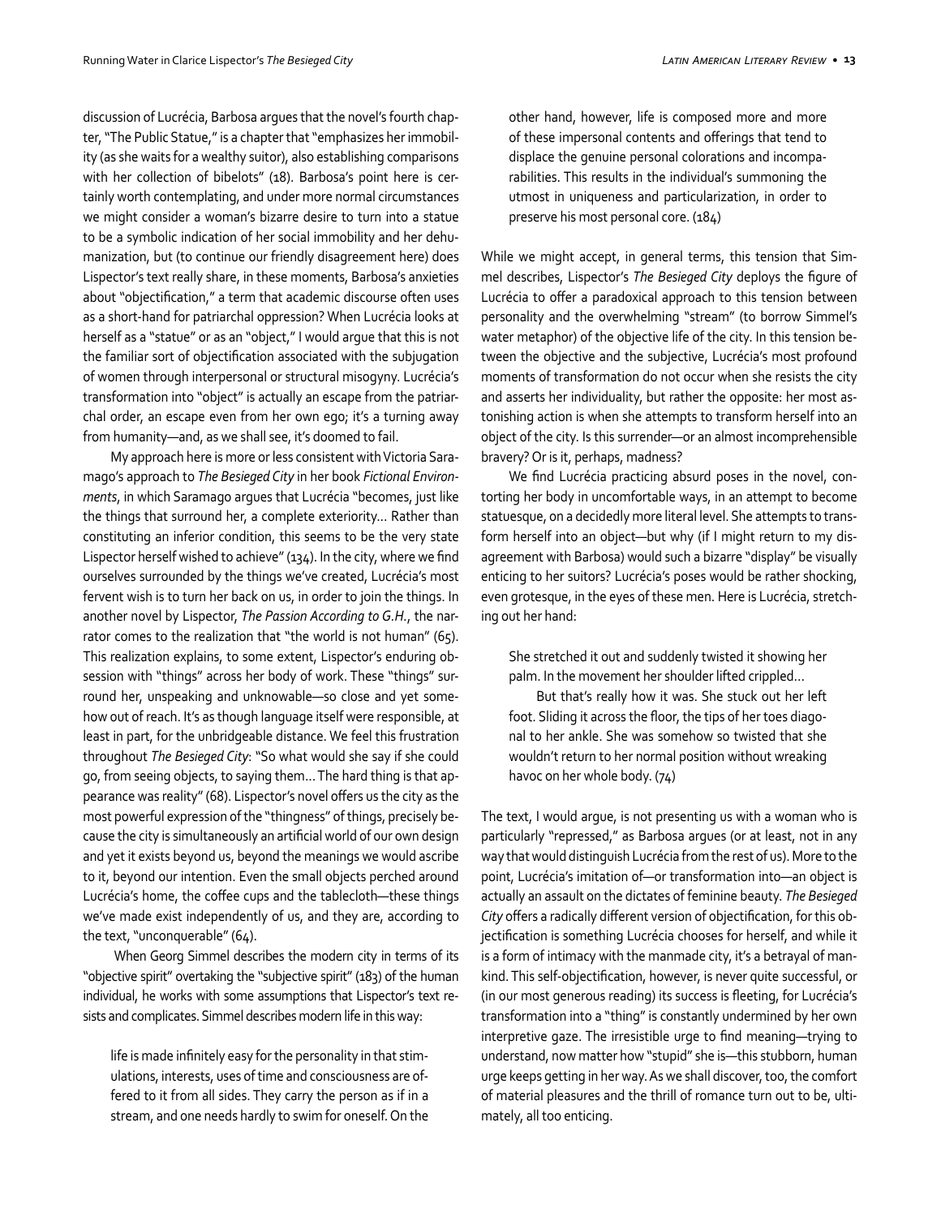discussion of Lucrécia, Barbosa argues that the novel's fourth chapter, "The Public Statue," is a chapter that "emphasizes her immobility (as she waits for a wealthy suitor), also establishing comparisons with her collection of bibelots" (18). Barbosa's point here is certainly worth contemplating, and under more normal circumstances we might consider a woman's bizarre desire to turn into a statue to be a symbolic indication of her social immobility and her dehumanization, but (to continue our friendly disagreement here) does Lispector's text really share, in these moments, Barbosa's anxieties about "objectification," a term that academic discourse often uses as a short-hand for patriarchal oppression? When Lucrécia looks at herself as a "statue" or as an "object," I would argue that this is not the familiar sort of objectification associated with the subjugation of women through interpersonal or structural misogyny. Lucrécia's transformation into "object" is actually an escape from the patriarchal order, an escape even from her own ego; it's a turning away from humanity—and, as we shall see, it's doomed to fail.

My approach here is more or less consistent with Victoria Saramago's approach to *The Besieged City* in her book *Fictional Environments*, in which Saramago argues that Lucrécia "becomes, just like the things that surround her, a complete exteriority… Rather than constituting an inferior condition, this seems to be the very state Lispector herself wished to achieve" (134). In the city, where we find ourselves surrounded by the things we've created, Lucrécia's most fervent wish is to turn her back on us, in order to join the things. In another novel by Lispector, *The Passion According to G.H.*, the narrator comes to the realization that "the world is not human" (65). This realization explains, to some extent, Lispector's enduring obsession with "things" across her body of work. These "things" surround her, unspeaking and unknowable—so close and yet somehow out of reach. It's as though language itself were responsible, at least in part, for the unbridgeable distance. We feel this frustration throughout *The Besieged City*: "So what would she say if she could go, from seeing objects, to saying them… The hard thing is that appearance was reality" (68). Lispector's novel offers us the city as the most powerful expression of the "thingness" of things, precisely because the city is simultaneously an artificial world of our own design and yet it exists beyond us, beyond the meanings we would ascribe to it, beyond our intention. Even the small objects perched around Lucrécia's home, the coffee cups and the tablecloth—these things we've made exist independently of us, and they are, according to the text, "unconquerable" (64).

When Georg Simmel describes the modern city in terms of its "objective spirit" overtaking the "subjective spirit" (183) of the human individual, he works with some assumptions that Lispector's text resists and complicates. Simmel describes modern life in this way:

> life is made infinitely easy for the personality in that stimulations, interests, uses of time and consciousness are offered to it from all sides. They carry the person as if in a stream, and one needs hardly to swim for oneself. On the other hand, however, life is composed more and more of these impersonal contents and offerings that tend to displace the genuine personal colorations and incomparabilities. This results in the individual's summoning the utmost in uniqueness and particularization, in order to preserve his most personal core. (184)

While we might accept, in general terms, this tension that Simmel describes, Lispector's *The Besieged City* deploys the figure of Lucrécia to offer a paradoxical approach to this tension between personality and the overwhelming "stream" (to borrow Simmel's water metaphor) of the objective life of the city. In this tension between the objective and the subjective, Lucrécia's most profound moments of transformation do not occur when she resists the city and asserts her individuality, but rather the opposite: her most astonishing action is when she attempts to transform herself into an object of the city. Is this surrender—or an almost incomprehensible bravery? Or is it, perhaps, madness?

We find Lucrécia practicing absurd poses in the novel, contorting her body in uncomfortable ways, in an attempt to become statuesque, on a decidedly more literal level. She attempts to transform herself into an object—but why (if I might return to my disagreement with Barbosa) would such a bizarre "display" be visually enticing to her suitors? Lucrécia's poses would be rather shocking, even grotesque, in the eyes of these men. Here is Lucrécia, stretching out her hand:

> She stretched it out and suddenly twisted it showing her palm. In the movement her shoulder lifted crippled…
>
> But that's really how it was. She stuck out her left foot. Sliding it across the floor, the tips of her toes diagonal to her ankle. She was somehow so twisted that she wouldn't return to her normal position without wreaking havoc on her whole body. (74)

The text, I would argue, is not presenting us with a woman who is particularly "repressed," as Barbosa argues (or at least, not in any way that would distinguish Lucrécia from the rest of us). More to the point, Lucrécia's imitation of—or transformation into—an object is actually an assault on the dictates of feminine beauty. *The Besieged City* offers a radically different version of objectification, for this objectification is something Lucrécia chooses for herself, and while it is a form of intimacy with the manmade city, it's a betrayal of mankind. This self-objectification, however, is never quite successful, or (in our most generous reading) its success is fleeting, for Lucrécia's transformation into a "thing" is constantly undermined by her own interpretive gaze. The irresistible urge to find meaning—trying to understand, now matter how "stupid" she is—this stubborn, human urge keeps getting in her way. As we shall discover, too, the comfort of material pleasures and the thrill of romance turn out to be, ultimately, all too enticing.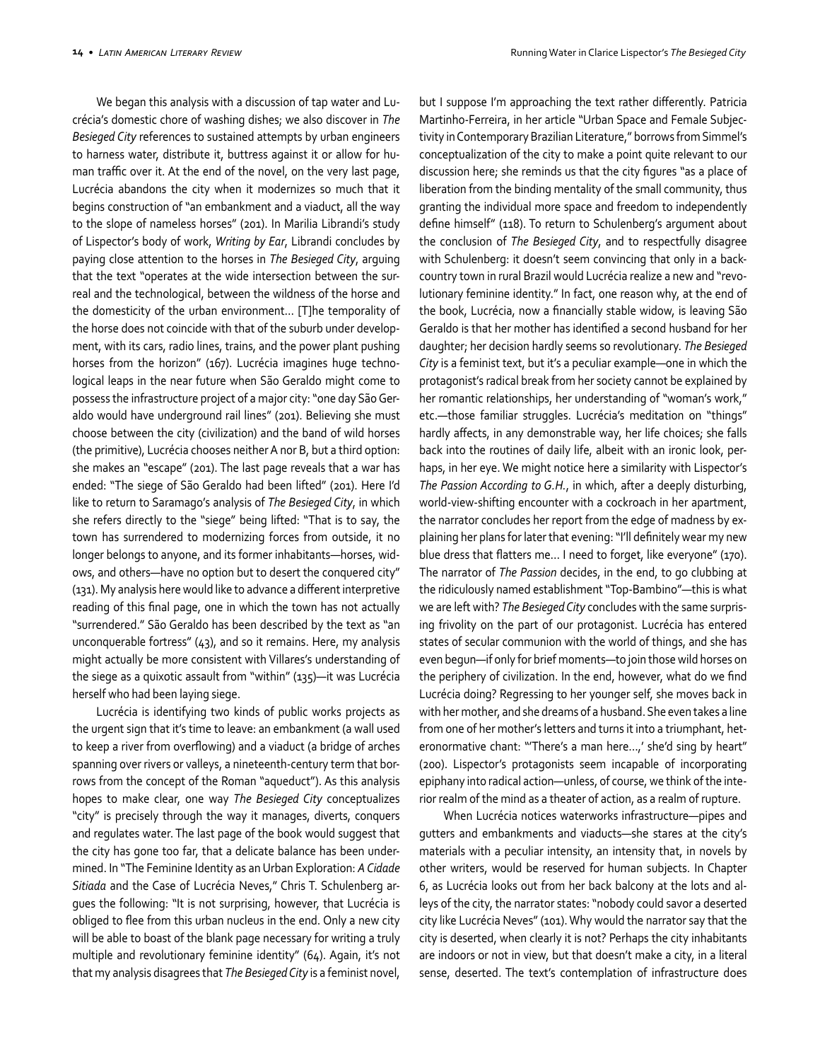We began this analysis with a discussion of tap water and Lucrécia's domestic chore of washing dishes; we also discover in *The Besieged City* references to sustained attempts by urban engineers to harness water, distribute it, buttress against it or allow for human traffic over it. At the end of the novel, on the very last page, Lucrécia abandons the city when it modernizes so much that it begins construction of "an embankment and a viaduct, all the way to the slope of nameless horses" (201). In Marilia Librandi's study of Lispector's body of work, *Writing by Ear*, Librandi concludes by paying close attention to the horses in *The Besieged City*, arguing that the text "operates at the wide intersection between the surreal and the technological, between the wildness of the horse and the domesticity of the urban environment… [T]he temporality of the horse does not coincide with that of the suburb under development, with its cars, radio lines, trains, and the power plant pushing horses from the horizon" (167). Lucrécia imagines huge technological leaps in the near future when São Geraldo might come to possess the infrastructure project of a major city: "one day São Geraldo would have underground rail lines" (201). Believing she must choose between the city (civilization) and the band of wild horses (the primitive), Lucrécia chooses neither A nor B, but a third option: she makes an "escape" (201). The last page reveals that a war has ended: "The siege of São Geraldo had been lifted" (201). Here I'd like to return to Saramago's analysis of *The Besieged City*, in which she refers directly to the "siege" being lifted: "That is to say, the town has surrendered to modernizing forces from outside, it no longer belongs to anyone, and its former inhabitants—horses, widows, and others—have no option but to desert the conquered city" (131). My analysis here would like to advance a different interpretive reading of this final page, one in which the town has not actually "surrendered." São Geraldo has been described by the text as "an unconquerable fortress" (43), and so it remains. Here, my analysis might actually be more consistent with Villares's understanding of the siege as a quixotic assault from "within" (135)—it was Lucrécia herself who had been laying siege.

Lucrécia is identifying two kinds of public works projects as the urgent sign that it's time to leave: an embankment (a wall used to keep a river from overflowing) and a viaduct (a bridge of arches spanning over rivers or valleys, a nineteenth-century term that borrows from the concept of the Roman "aqueduct"). As this analysis hopes to make clear, one way *The Besieged City* conceptualizes "city" is precisely through the way it manages, diverts, conquers and regulates water. The last page of the book would suggest that the city has gone too far, that a delicate balance has been undermined. In "The Feminine Identity as an Urban Exploration: *A Cidade Sitiada* and the Case of Lucrécia Neves," Chris T. Schulenberg argues the following: "It is not surprising, however, that Lucrécia is obliged to flee from this urban nucleus in the end. Only a new city will be able to boast of the blank page necessary for writing a truly multiple and revolutionary feminine identity" (64). Again, it's not that my analysis disagrees that *The Besieged City* is a feminist novel, but I suppose I'm approaching the text rather differently. Patricia Martinho-Ferreira, in her article "Urban Space and Female Subjectivity in Contemporary Brazilian Literature," borrows from Simmel's conceptualization of the city to make a point quite relevant to our discussion here; she reminds us that the city figures "as a place of liberation from the binding mentality of the small community, thus granting the individual more space and freedom to independently define himself" (118). To return to Schulenberg's argument about the conclusion of *The Besieged City*, and to respectfully disagree with Schulenberg: it doesn't seem convincing that only in a backcountry town in rural Brazil would Lucrécia realize a new and "revolutionary feminine identity." In fact, one reason why, at the end of the book, Lucrécia, now a financially stable widow, is leaving São Geraldo is that her mother has identified a second husband for her daughter; her decision hardly seems so revolutionary. *The Besieged City* is a feminist text, but it's a peculiar example—one in which the protagonist's radical break from her society cannot be explained by her romantic relationships, her understanding of "woman's work," etc.—those familiar struggles. Lucrécia's meditation on "things" hardly affects, in any demonstrable way, her life choices; she falls back into the routines of daily life, albeit with an ironic look, perhaps, in her eye. We might notice here a similarity with Lispector's *The Passion According to G.H.*, in which, after a deeply disturbing, world-view-shifting encounter with a cockroach in her apartment, the narrator concludes her report from the edge of madness by explaining her plans for later that evening: "I'll definitely wear my new blue dress that flatters me… I need to forget, like everyone" (170). The narrator of *The Passion* decides, in the end, to go clubbing at the ridiculously named establishment "Top-Bambino"—this is what we are left with? *The Besieged City* concludes with the same surprising frivolity on the part of our protagonist. Lucrécia has entered states of secular communion with the world of things, and she has even begun—if only for brief moments—to join those wild horses on the periphery of civilization. In the end, however, what do we find Lucrécia doing? Regressing to her younger self, she moves back in with her mother, and she dreams of a husband. She even takes a line from one of her mother's letters and turns it into a triumphant, heteronormative chant: "'There's a man here…,' she'd sing by heart" (200). Lispector's protagonists seem incapable of incorporating epiphany into radical action—unless, of course, we think of the interior realm of the mind as a theater of action, as a realm of rupture.

When Lucrécia notices waterworks infrastructure—pipes and gutters and embankments and viaducts—she stares at the city's materials with a peculiar intensity, an intensity that, in novels by other writers, would be reserved for human subjects. In Chapter 6, as Lucrécia looks out from her back balcony at the lots and alleys of the city, the narrator states: "nobody could savor a deserted city like Lucrécia Neves" (101). Why would the narrator say that the city is deserted, when clearly it is not? Perhaps the city inhabitants are indoors or not in view, but that doesn't make a city, in a literal sense, deserted. The text's contemplation of infrastructure does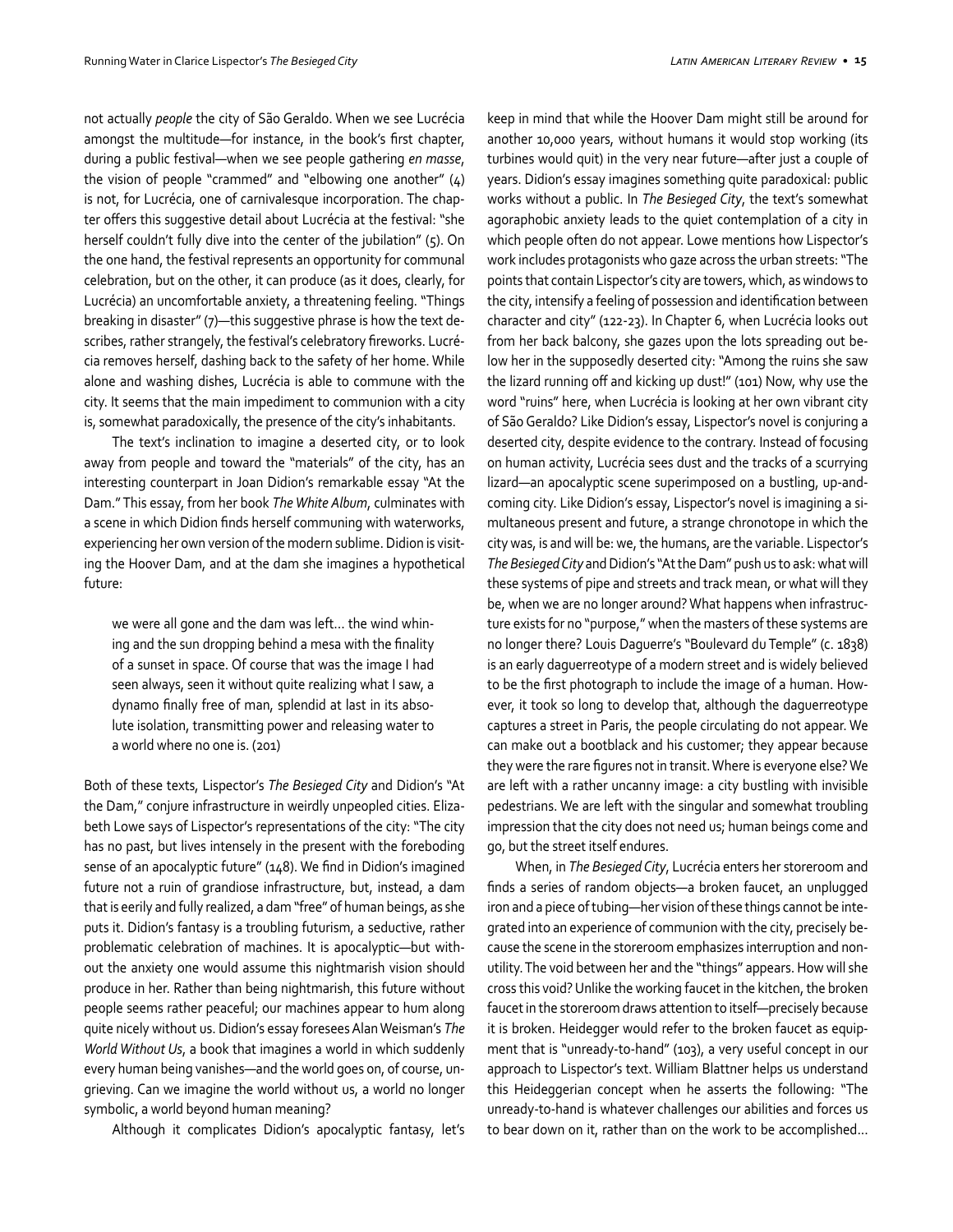not actually *people* the city of São Geraldo. When we see Lucrécia amongst the multitude—for instance, in the book's first chapter, during a public festival—when we see people gathering *en masse*, the vision of people "crammed" and "elbowing one another" (4) is not, for Lucrécia, one of carnivalesque incorporation. The chapter offers this suggestive detail about Lucrécia at the festival: "she herself couldn't fully dive into the center of the jubilation" (5). On the one hand, the festival represents an opportunity for communal celebration, but on the other, it can produce (as it does, clearly, for Lucrécia) an uncomfortable anxiety, a threatening feeling. "Things breaking in disaster" (7)—this suggestive phrase is how the text describes, rather strangely, the festival's celebratory fireworks. Lucrécia removes herself, dashing back to the safety of her home. While alone and washing dishes, Lucrécia is able to commune with the city. It seems that the main impediment to communion with a city is, somewhat paradoxically, the presence of the city's inhabitants.

The text's inclination to imagine a deserted city, or to look away from people and toward the "materials" of the city, has an interesting counterpart in Joan Didion's remarkable essay "At the Dam." This essay, from her book *The White Album*, culminates with a scene in which Didion finds herself communing with waterworks, experiencing her own version of the modern sublime. Didion is visiting the Hoover Dam, and at the dam she imagines a hypothetical future:

> we were all gone and the dam was left… the wind whining and the sun dropping behind a mesa with the finality of a sunset in space. Of course that was the image I had seen always, seen it without quite realizing what I saw, a dynamo finally free of man, splendid at last in its absolute isolation, transmitting power and releasing water to a world where no one is. (201)

Both of these texts, Lispector's *The Besieged City* and Didion's "At the Dam," conjure infrastructure in weirdly unpeopled cities. Elizabeth Lowe says of Lispector's representations of the city: "The city has no past, but lives intensely in the present with the foreboding sense of an apocalyptic future" (148). We find in Didion's imagined future not a ruin of grandiose infrastructure, but, instead, a dam that is eerily and fully realized, a dam "free" of human beings, as she puts it. Didion's fantasy is a troubling futurism, a seductive, rather problematic celebration of machines. It is apocalyptic—but without the anxiety one would assume this nightmarish vision should produce in her. Rather than being nightmarish, this future without people seems rather peaceful; our machines appear to hum along quite nicely without us. Didion's essay foresees Alan Weisman's *The World Without Us*, a book that imagines a world in which suddenly every human being vanishes—and the world goes on, of course, ungrieving. Can we imagine the world without us, a world no longer symbolic, a world beyond human meaning?

Although it complicates Didion's apocalyptic fantasy, let's keep in mind that while the Hoover Dam might still be around for another 10,000 years, without humans it would stop working (its turbines would quit) in the very near future—after just a couple of years. Didion's essay imagines something quite paradoxical: public works without a public. In *The Besieged City*, the text's somewhat agoraphobic anxiety leads to the quiet contemplation of a city in which people often do not appear. Lowe mentions how Lispector's work includes protagonists who gaze across the urban streets: "The points that contain Lispector's city are towers, which, as windows to the city, intensify a feeling of possession and identification between character and city" (122-23). In Chapter 6, when Lucrécia looks out from her back balcony, she gazes upon the lots spreading out below her in the supposedly deserted city: "Among the ruins she saw the lizard running off and kicking up dust!" (101) Now, why use the word "ruins" here, when Lucrécia is looking at her own vibrant city of São Geraldo? Like Didion's essay, Lispector's novel is conjuring a deserted city, despite evidence to the contrary. Instead of focusing on human activity, Lucrécia sees dust and the tracks of a scurrying lizard—an apocalyptic scene superimposed on a bustling, up-and-coming city. Like Didion's essay, Lispector's novel is imagining a simultaneous present and future, a strange chronotope in which the city was, is and will be: we, the humans, are the variable. Lispector's *The Besieged City* and Didion's "At the Dam" push us to ask: what will these systems of pipe and streets and track mean, or what will they be, when we are no longer around? What happens when infrastructure exists for no "purpose," when the masters of these systems are no longer there? Louis Daguerre's "Boulevard du Temple" (c. 1838) is an early daguerreotype of a modern street and is widely believed to be the first photograph to include the image of a human. However, it took so long to develop that, although the daguerreotype captures a street in Paris, the people circulating do not appear. We can make out a bootblack and his customer; they appear because they were the rare figures not in transit. Where is everyone else? We are left with a rather uncanny image: a city bustling with invisible pedestrians. We are left with the singular and somewhat troubling impression that the city does not need us; human beings come and go, but the street itself endures.

When, in *The Besieged City*, Lucrécia enters her storeroom and finds a series of random objects—a broken faucet, an unplugged iron and a piece of tubing—her vision of these things cannot be integrated into an experience of communion with the city, precisely because the scene in the storeroom emphasizes interruption and non-utility. The void between her and the "things" appears. How will she cross this void? Unlike the working faucet in the kitchen, the broken faucet in the storeroom draws attention to itself—precisely because it is broken. Heidegger would refer to the broken faucet as equipment that is "unready-to-hand" (103), a very useful concept in our approach to Lispector's text. William Blattner helps us understand this Heideggerian concept when he asserts the following: "The unready-to-hand is whatever challenges our abilities and forces us to bear down on it, rather than on the work to be accomplished…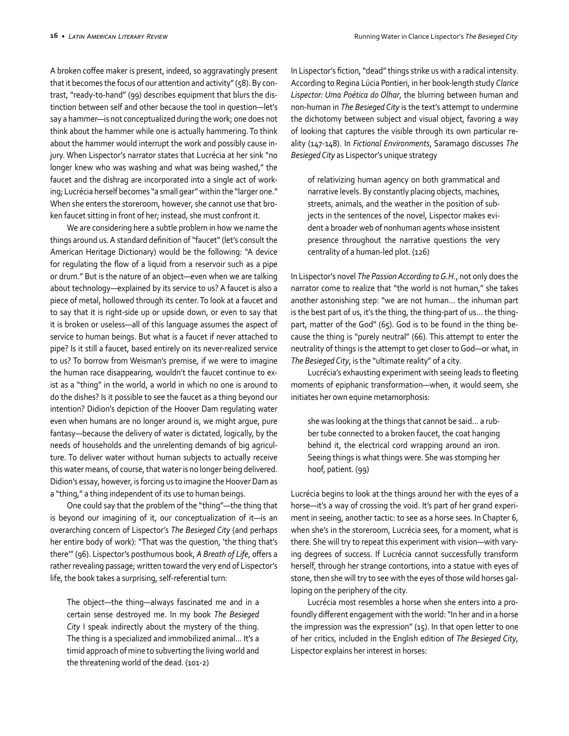A broken coffee maker is present, indeed, so aggravatingly present that it becomes the focus of our attention and activity" (58). By contrast, "ready-to-hand" (99) describes equipment that blurs the distinction between self and other because the tool in question—let's say a hammer—is not conceptualized during the work; one does not think about the hammer while one is actually hammering. To think about the hammer would interrupt the work and possibly cause injury. When Lispector's narrator states that Lucrécia at her sink "no longer knew who was washing and what was being washed," the faucet and the dishrag are incorporated into a single act of working; Lucrécia herself becomes "a small gear" within the "larger one." When she enters the storeroom, however, she cannot use that broken faucet sitting in front of her; instead, she must confront it.

We are considering here a subtle problem in how we name the things around us. A standard definition of "faucet" (let's consult the American Heritage Dictionary) would be the following: "A device for regulating the flow of a liquid from a reservoir such as a pipe or drum." But is the nature of an object—even when we are talking about technology—explained by its service to us? A faucet is also a piece of metal, hollowed through its center. To look at a faucet and to say that it is right-side up or upside down, or even to say that it is broken or useless—all of this language assumes the aspect of service to human beings. But what is a faucet if never attached to pipe? Is it still a faucet, based entirely on its never-realized service to us? To borrow from Weisman's premise, if we were to imagine the human race disappearing, wouldn't the faucet continue to exist as a "thing" in the world, a world in which no one is around to do the dishes? Is it possible to see the faucet as a thing beyond our intention? Didion's depiction of the Hoover Dam regulating water even when humans are no longer around is, we might argue, pure fantasy—because the delivery of water is dictated, logically, by the needs of households and the unrelenting demands of big agriculture. To deliver water without human subjects to actually receive this water means, of course, that water is no longer being delivered. Didion's essay, however, is forcing us to imagine the Hoover Dam as a "thing," a thing independent of its use to human beings.

One could say that the problem of the "thing"—the thing that is beyond our imagining of it, our conceptualization of it—is an overarching concern of Lispector's *The Besieged City* (and perhaps her entire body of work): "That was the question, 'the thing that's there'" (96). Lispector's posthumous book, *A Breath of Life*, offers a rather revealing passage; written toward the very end of Lispector's life, the book takes a surprising, self-referential turn:

> The object—the thing—always fascinated me and in a certain sense destroyed me. In my book *The Besieged City* I speak indirectly about the mystery of the thing. The thing is a specialized and immobilized animal... It's a timid approach of mine to subverting the living world and the threatening world of the dead. (101-2)

In Lispector's fiction, "dead" things strike us with a radical intensity. According to Regina Lúcia Pontieri, in her book-length study *Clarice Lispector: Uma Poética do Olhar*, the blurring between human and non-human in *The Besieged City* is the text's attempt to undermine the dichotomy between subject and visual object, favoring a way of looking that captures the visible through its own particular reality (147-148). In *Fictional Environments*, Saramago discusses *The Besieged City* as Lispector's unique strategy

> of relativizing human agency on both grammatical and narrative levels. By constantly placing objects, machines, streets, animals, and the weather in the position of subjects in the sentences of the novel, Lispector makes evident a broader web of nonhuman agents whose insistent presence throughout the narrative questions the very centrality of a human-led plot. (126)

In Lispector's novel *The Passion According to G.H.*, not only does the narrator come to realize that "the world is not human," she takes another astonishing step: "we are not human... the inhuman part is the best part of us, it's the thing, the thing-part of us... the thing-part, matter of the God" (65). God is to be found in the thing because the thing is "purely neutral" (66). This attempt to enter the neutrality of things is the attempt to get closer to God—or what, in *The Besieged City*, is the "ultimate reality" of a city.

Lucrécia's exhausting experiment with seeing leads to fleeting moments of epiphanic transformation—when, it would seem, she initiates her own equine metamorphosis:

> she was looking at the things that cannot be said... a rubber tube connected to a broken faucet, the coat hanging behind it, the electrical cord wrapping around an iron. Seeing things is what things were. She was stomping her hoof, patient. (99)

Lucrécia begins to look at the things around her with the eyes of a horse—it's a way of crossing the void. It's part of her grand experiment in seeing, another tactic: to see as a horse sees. In Chapter 6, when she's in the storeroom, Lucrécia sees, for a moment, what is there. She will try to repeat this experiment with vision—with varying degrees of success. If Lucrécia cannot successfully transform herself, through her strange contortions, into a statue with eyes of stone, then she will try to see with the eyes of those wild horses galloping on the periphery of the city.

Lucrécia most resembles a horse when she enters into a profoundly different engagement with the world: "In her and in a horse the impression was the expression" (15). In that open letter to one of her critics, included in the English edition of *The Besieged City*, Lispector explains her interest in horses: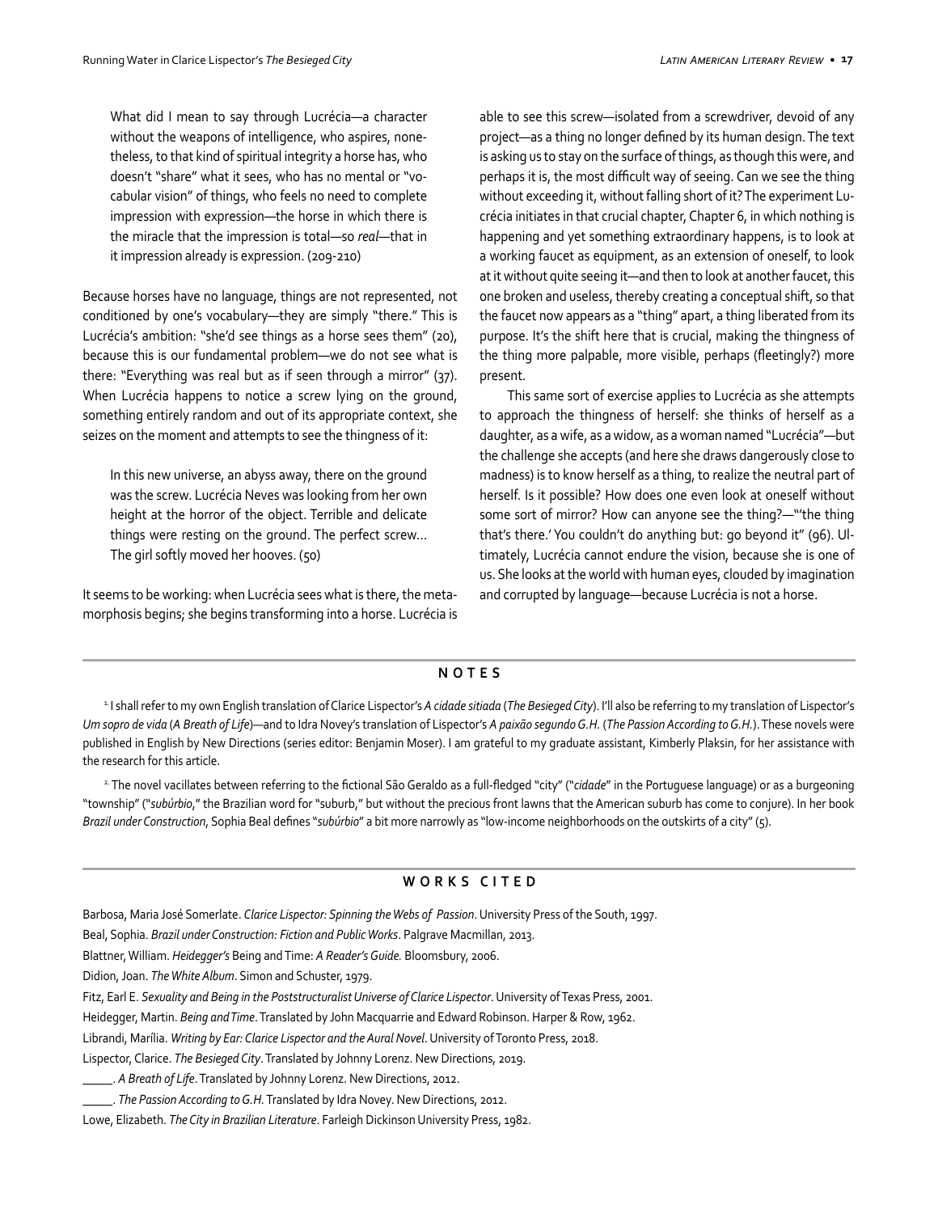> What did I mean to say through Lucrécia—a character without the weapons of intelligence, who aspires, nonetheless, to that kind of spiritual integrity a horse has, who doesn't "share" what it sees, who has no mental or "vocabular vision" of things, who feels no need to complete impression with expression—the horse in which there is the miracle that the impression is total—so *real*—that in it impression already is expression. (209-210)

Because horses have no language, things are not represented, not conditioned by one's vocabulary—they are simply "there." This is Lucrécia's ambition: "she'd see things as a horse sees them" (20), because this is our fundamental problem—we do not see what is there: "Everything was real but as if seen through a mirror" (37). When Lucrécia happens to notice a screw lying on the ground, something entirely random and out of its appropriate context, she seizes on the moment and attempts to see the thingness of it:

> In this new universe, an abyss away, there on the ground was the screw. Lucrécia Neves was looking from her own height at the horror of the object. Terrible and delicate things were resting on the ground. The perfect screw… The girl softly moved her hooves. (50)

It seems to be working: when Lucrécia sees what is there, the metamorphosis begins; she begins transforming into a horse. Lucrécia is able to see this screw—isolated from a screwdriver, devoid of any project—as a thing no longer defined by its human design. The text is asking us to stay on the surface of things, as though this were, and perhaps it is, the most difficult way of seeing. Can we see the thing without exceeding it, without falling short of it? The experiment Lucrécia initiates in that crucial chapter, Chapter 6, in which nothing is happening and yet something extraordinary happens, is to look at a working faucet as equipment, as an extension of oneself, to look at it without quite seeing it—and then to look at another faucet, this one broken and useless, thereby creating a conceptual shift, so that the faucet now appears as a "thing" apart, a thing liberated from its purpose. It's the shift here that is crucial, making the thingness of the thing more palpable, more visible, perhaps (fleetingly?) more present.

This same sort of exercise applies to Lucrécia as she attempts to approach the thingness of herself: she thinks of herself as a daughter, as a wife, as a widow, as a woman named "Lucrécia"—but the challenge she accepts (and here she draws dangerously close to madness) is to know herself as a thing, to realize the neutral part of herself. Is it possible? How does one even look at oneself without some sort of mirror? How can anyone see the thing?—"'the thing that's there.' You couldn't do anything but: go beyond it" (96). Ultimately, Lucrécia cannot endure the vision, because she is one of us. She looks at the world with human eyes, clouded by imagination and corrupted by language—because Lucrécia is not a horse.

## NOTES

1. I shall refer to my own English translation of Clarice Lispector's *A cidade sitiada* (*The Besieged City*). I'll also be referring to my translation of Lispector's *Um sopro de vida* (*A Breath of Life*)—and to Idra Novey's translation of Lispector's *A paixão segundo G.H.* (*The Passion According to G.H.*). These novels were published in English by New Directions (series editor: Benjamin Moser). I am grateful to my graduate assistant, Kimberly Plaksin, for her assistance with the research for this article.

2. The novel vacillates between referring to the fictional São Geraldo as a full-fledged "city" ("*cidade*" in the Portuguese language) or as a burgeoning "township" ("*subúrbio*," the Brazilian word for "suburb," but without the precious front lawns that the American suburb has come to conjure). In her book *Brazil under Construction*, Sophia Beal defines "*subúrbio*" a bit more narrowly as "low-income neighborhoods on the outskirts of a city" (5).

## WORKS CITED

Barbosa, Maria José Somerlate. *Clarice Lispector: Spinning the Webs of Passion*. University Press of the South, 1997.

Beal, Sophia. *Brazil under Construction: Fiction and Public Works*. Palgrave Macmillan, 2013.

Blattner, William. *Heidegger's* Being and Time: *A Reader's Guide.* Bloomsbury, 2006.

Didion, Joan. *The White Album*. Simon and Schuster, 1979.

Fitz, Earl E. *Sexuality and Being in the Poststructuralist Universe of Clarice Lispector*. University of Texas Press, 2001.

Heidegger, Martin. *Being and Time*. Translated by John Macquarrie and Edward Robinson. Harper & Row, 1962.

Librandi, Marília. *Writing by Ear: Clarice Lispector and the Aural Novel*. University of Toronto Press, 2018.

Lispector, Clarice. *The Besieged City*. Translated by Johnny Lorenz. New Directions, 2019.

_____. *A Breath of Life*. Translated by Johnny Lorenz. New Directions, 2012.

_____. *The Passion According to G.H.* Translated by Idra Novey. New Directions, 2012.

Lowe, Elizabeth. *The City in Brazilian Literature*. Farleigh Dickinson University Press, 1982.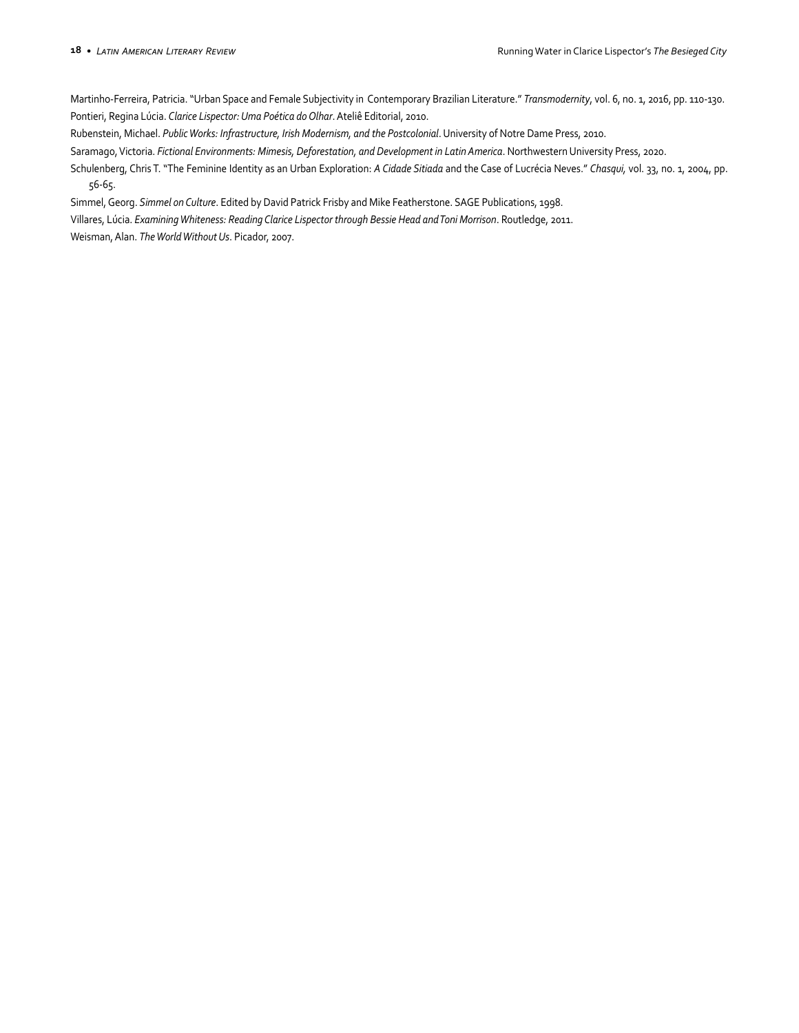Martinho-Ferreira, Patricia. "Urban Space and Female Subjectivity in Contemporary Brazilian Literature." *Transmodernity*, vol. 6, no. 1, 2016, pp. 110-130.

Pontieri, Regina Lúcia. *Clarice Lispector: Uma Poética do Olhar*. Ateliê Editorial, 2010.

Rubenstein, Michael. *Public Works: Infrastructure, Irish Modernism, and the Postcolonial*. University of Notre Dame Press, 2010.

Saramago, Victoria. *Fictional Environments: Mimesis, Deforestation, and Development in Latin America*. Northwestern University Press, 2020.

Schulenberg, Chris T. "The Feminine Identity as an Urban Exploration: *A Cidade Sitiada* and the Case of Lucrécia Neves." *Chasqui*, vol. 33, no. 1, 2004, pp. 56-65.

Simmel, Georg. *Simmel on Culture*. Edited by David Patrick Frisby and Mike Featherstone. SAGE Publications, 1998.

Villares, Lúcia. *Examining Whiteness: Reading Clarice Lispector through Bessie Head and Toni Morrison*. Routledge, 2011.

Weisman, Alan. *The World Without Us*. Picador, 2007.